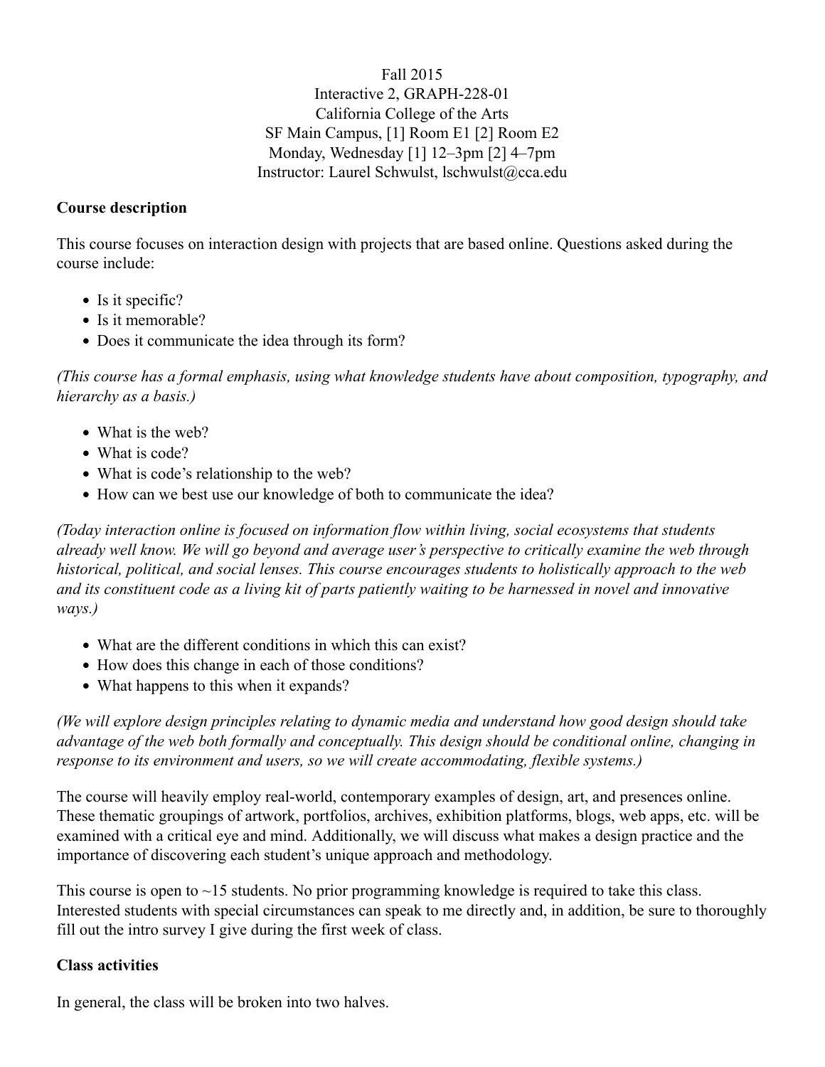Fall 2015
Interactive 2, GRAPH-228-01
California College of the Arts
SF Main Campus, [1] Room E1 [2] Room E2
Monday, Wednesday [1] 12–3pm [2] 4–7pm
Instructor: Laurel Schwulst, lschwulst@cca.edu

**Course description**

This course focuses on interaction design with projects that are based online. Questions asked during the course include:

- Is it specific?
- Is it memorable?
- Does it communicate the idea through its form?

*(This course has a formal emphasis, using what knowledge students have about composition, typography, and hierarchy as a basis.)*

- What is the web?
- What is code?
- What is code's relationship to the web?
- How can we best use our knowledge of both to communicate the idea?

*(Today interaction online is focused on information flow within living, social ecosystems that students already well know. We will go beyond and average user's perspective to critically examine the web through historical, political, and social lenses. This course encourages students to holistically approach to the web and its constituent code as a living kit of parts patiently waiting to be harnessed in novel and innovative ways.)*

- What are the different conditions in which this can exist?
- How does this change in each of those conditions?
- What happens to this when it expands?

*(We will explore design principles relating to dynamic media and understand how good design should take advantage of the web both formally and conceptually. This design should be conditional online, changing in response to its environment and users, so we will create accommodating, flexible systems.)*

The course will heavily employ real-world, contemporary examples of design, art, and presences online. These thematic groupings of artwork, portfolios, archives, exhibition platforms, blogs, web apps, etc. will be examined with a critical eye and mind. Additionally, we will discuss what makes a design practice and the importance of discovering each student's unique approach and methodology.

This course is open to ~15 students. No prior programming knowledge is required to take this class. Interested students with special circumstances can speak to me directly and, in addition, be sure to thoroughly fill out the intro survey I give during the first week of class.

**Class activities**

In general, the class will be broken into two halves.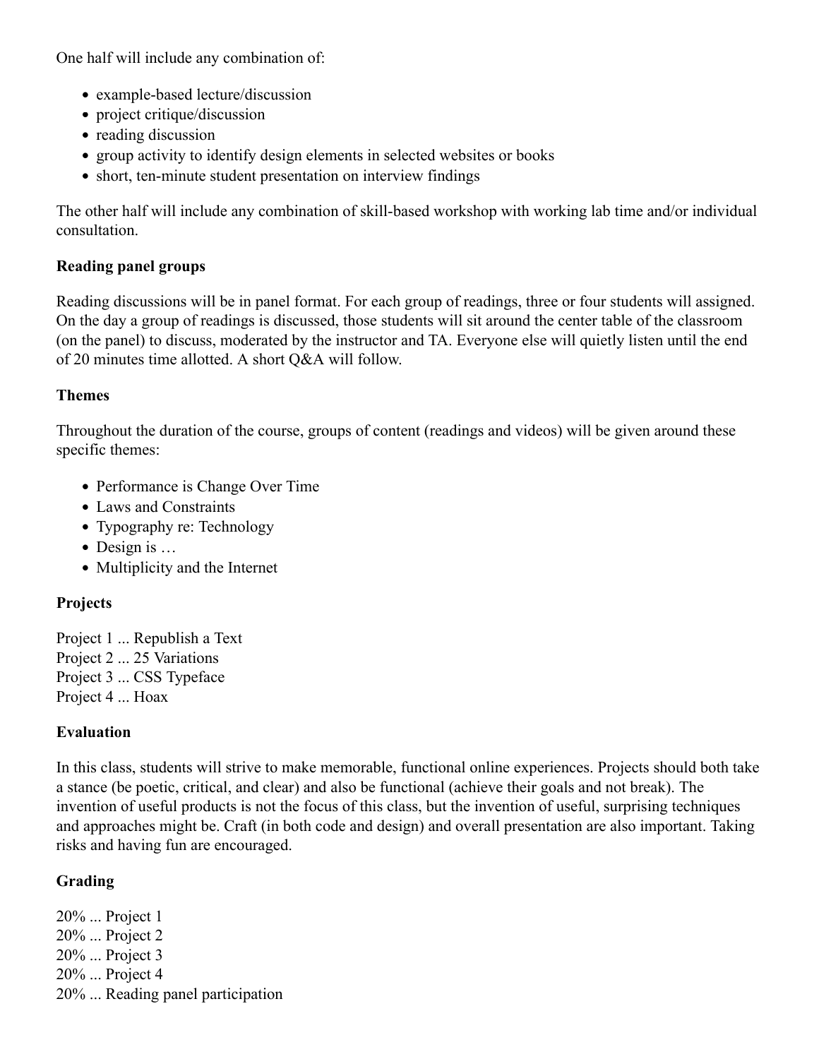One half will include any combination of:

- example-based lecture/discussion
- project critique/discussion
- reading discussion
- group activity to identify design elements in selected websites or books
- short, ten-minute student presentation on interview findings

The other half will include any combination of skill-based workshop with working lab time and/or individual consultation.

**Reading panel groups**

Reading discussions will be in panel format. For each group of readings, three or four students will assigned. On the day a group of readings is discussed, those students will sit around the center table of the classroom (on the panel) to discuss, moderated by the instructor and TA. Everyone else will quietly listen until the end of 20 minutes time allotted. A short Q&A will follow.

**Themes**

Throughout the duration of the course, groups of content (readings and videos) will be given around these specific themes:

- Performance is Change Over Time
- Laws and Constraints
- Typography re: Technology
- Design is …
- Multiplicity and the Internet

**Projects**

Project 1 ... Republish a Text  
Project 2 ... 25 Variations  
Project 3 ... CSS Typeface  
Project 4 ... Hoax

**Evaluation**

In this class, students will strive to make memorable, functional online experiences. Projects should both take a stance (be poetic, critical, and clear) and also be functional (achieve their goals and not break). The invention of useful products is not the focus of this class, but the invention of useful, surprising techniques and approaches might be. Craft (in both code and design) and overall presentation are also important. Taking risks and having fun are encouraged.

**Grading**

20% ... Project 1  
20% ... Project 2  
20% ... Project 3  
20% ... Project 4  
20% ... Reading panel participation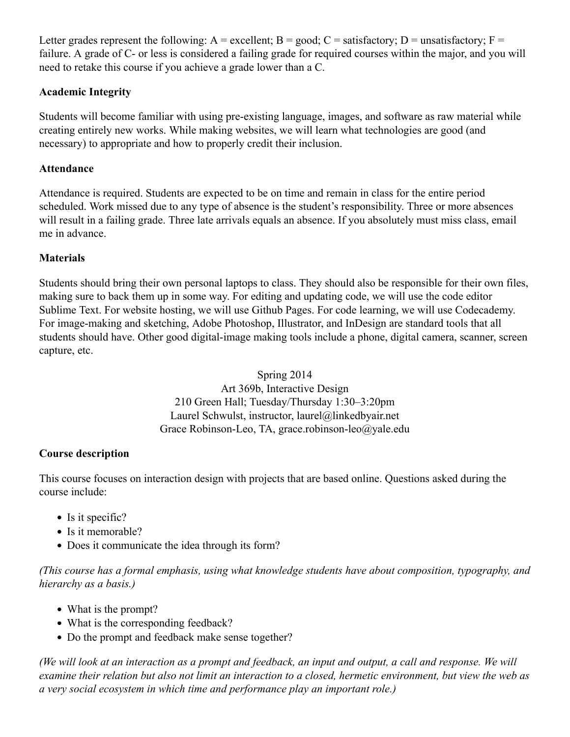Letter grades represent the following: A = excellent; B = good; C = satisfactory; D = unsatisfactory; F = failure. A grade of C- or less is considered a failing grade for required courses within the major, and you will need to retake this course if you achieve a grade lower than a C.

**Academic Integrity**

Students will become familiar with using pre-existing language, images, and software as raw material while creating entirely new works. While making websites, we will learn what technologies are good (and necessary) to appropriate and how to properly credit their inclusion.

**Attendance**

Attendance is required. Students are expected to be on time and remain in class for the entire period scheduled. Work missed due to any type of absence is the student's responsibility. Three or more absences will result in a failing grade. Three late arrivals equals an absence. If you absolutely must miss class, email me in advance.

**Materials**

Students should bring their own personal laptops to class. They should also be responsible for their own files, making sure to back them up in some way. For editing and updating code, we will use the code editor Sublime Text. For website hosting, we will use Github Pages. For code learning, we will use Codecademy. For image-making and sketching, Adobe Photoshop, Illustrator, and InDesign are standard tools that all students should have. Other good digital-image making tools include a phone, digital camera, scanner, screen capture, etc.

Spring 2014
Art 369b, Interactive Design
210 Green Hall; Tuesday/Thursday 1:30–3:20pm
Laurel Schwulst, instructor, laurel@linkedbyair.net
Grace Robinson-Leo, TA, grace.robinson-leo@yale.edu

**Course description**

This course focuses on interaction design with projects that are based online. Questions asked during the course include:

- Is it specific?
- Is it memorable?
- Does it communicate the idea through its form?

*(This course has a formal emphasis, using what knowledge students have about composition, typography, and hierarchy as a basis.)*

- What is the prompt?
- What is the corresponding feedback?
- Do the prompt and feedback make sense together?

*(We will look at an interaction as a prompt and feedback, an input and output, a call and response. We will examine their relation but also not limit an interaction to a closed, hermetic environment, but view the web as a very social ecosystem in which time and performance play an important role.)*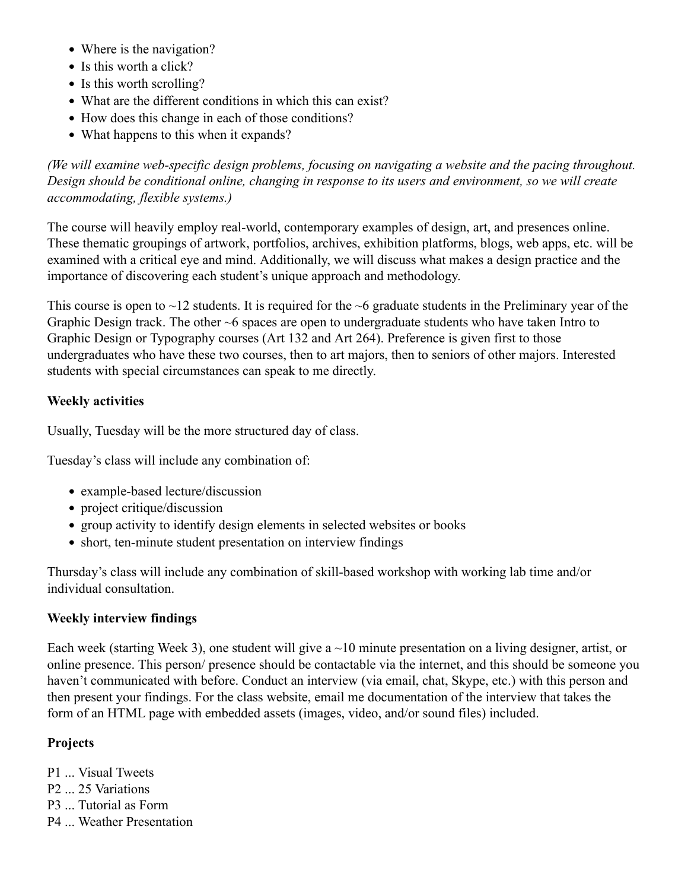- Where is the navigation?
- Is this worth a click?
- Is this worth scrolling?
- What are the different conditions in which this can exist?
- How does this change in each of those conditions?
- What happens to this when it expands?

*(We will examine web-specific design problems, focusing on navigating a website and the pacing throughout. Design should be conditional online, changing in response to its users and environment, so we will create accommodating, flexible systems.)*

The course will heavily employ real-world, contemporary examples of design, art, and presences online. These thematic groupings of artwork, portfolios, archives, exhibition platforms, blogs, web apps, etc. will be examined with a critical eye and mind. Additionally, we will discuss what makes a design practice and the importance of discovering each student's unique approach and methodology.

This course is open to ~12 students. It is required for the ~6 graduate students in the Preliminary year of the Graphic Design track. The other ~6 spaces are open to undergraduate students who have taken Intro to Graphic Design or Typography courses (Art 132 and Art 264). Preference is given first to those undergraduates who have these two courses, then to art majors, then to seniors of other majors. Interested students with special circumstances can speak to me directly.

**Weekly activities**

Usually, Tuesday will be the more structured day of class.

Tuesday's class will include any combination of:

- example-based lecture/discussion
- project critique/discussion
- group activity to identify design elements in selected websites or books
- short, ten-minute student presentation on interview findings

Thursday's class will include any combination of skill-based workshop with working lab time and/or individual consultation.

**Weekly interview findings**

Each week (starting Week 3), one student will give a ~10 minute presentation on a living designer, artist, or online presence. This person/ presence should be contactable via the internet, and this should be someone you haven't communicated with before. Conduct an interview (via email, chat, Skype, etc.) with this person and then present your findings. For the class website, email me documentation of the interview that takes the form of an HTML page with embedded assets (images, video, and/or sound files) included.

**Projects**

P1 ... Visual Tweets
P2 ... 25 Variations
P3 ... Tutorial as Form
P4 ... Weather Presentation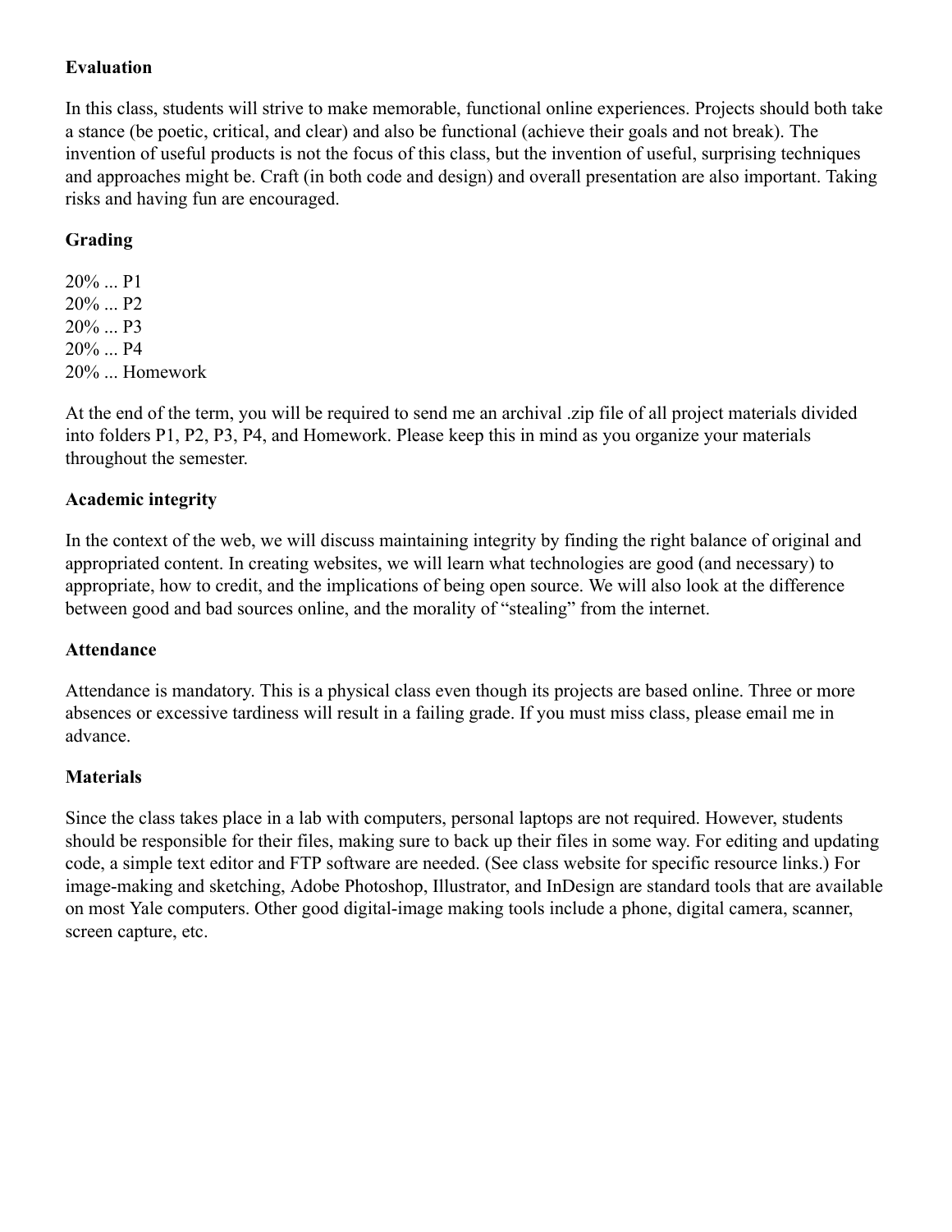**Evaluation**

In this class, students will strive to make memorable, functional online experiences. Projects should both take a stance (be poetic, critical, and clear) and also be functional (achieve their goals and not break). The invention of useful products is not the focus of this class, but the invention of useful, surprising techniques and approaches might be. Craft (in both code and design) and overall presentation are also important. Taking risks and having fun are encouraged.

**Grading**

20% ... P1
20% ... P2
20% ... P3
20% ... P4
20% ... Homework

At the end of the term, you will be required to send me an archival .zip file of all project materials divided into folders P1, P2, P3, P4, and Homework. Please keep this in mind as you organize your materials throughout the semester.

**Academic integrity**

In the context of the web, we will discuss maintaining integrity by finding the right balance of original and appropriated content. In creating websites, we will learn what technologies are good (and necessary) to appropriate, how to credit, and the implications of being open source. We will also look at the difference between good and bad sources online, and the morality of "stealing" from the internet.

**Attendance**

Attendance is mandatory. This is a physical class even though its projects are based online. Three or more absences or excessive tardiness will result in a failing grade. If you must miss class, please email me in advance.

**Materials**

Since the class takes place in a lab with computers, personal laptops are not required. However, students should be responsible for their files, making sure to back up their files in some way. For editing and updating code, a simple text editor and FTP software are needed. (See class website for specific resource links.) For image-making and sketching, Adobe Photoshop, Illustrator, and InDesign are standard tools that are available on most Yale computers. Other good digital-image making tools include a phone, digital camera, scanner, screen capture, etc.